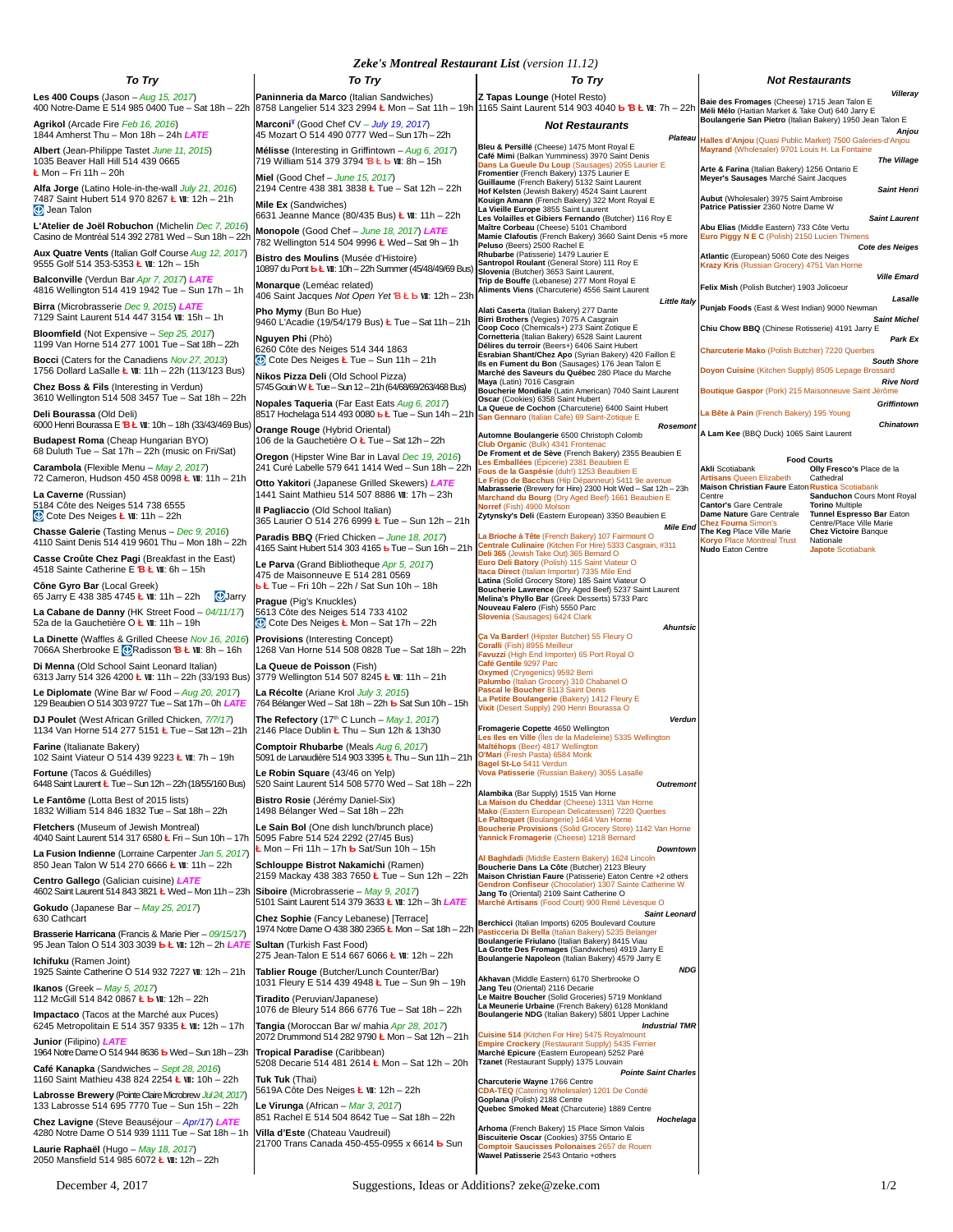# Zeke's Montreal Restaurant List *(version 11.12)*

## To Try

**Les 400 Coups** (Jason – *Aug 15, 2017*)
400 Notre-Dame E 514 985 0400 Tue – Sat 18h – 22h

**Agrikol** (Arcade Fire *Feb 16, 2016*)
1844 Amherst Thu – Mon 18h – 24h *LATE*

**Albert** (Jean-Philippe Tastet *June 11, 2015*)
1035 Beaver Hall Hill 514 439 0665
Ł Mon – Fri 11h – 20h

**Alfa Jorge** (Latino Hole-in-the-wall *July 21, 2016*)
7487 Saint Hubert 514 970 8267 Ł Ⅶ: 12h – 21h
Jean Talon

**L'Atelier de Joël Robuchon** (Michelin *Dec 7, 2016*)
Casino de Montréal 514 392 2781 Wed – Sun 18h – 22h

**Aux Quatre Vents** (Italian Golf Course *Aug 12, 2017*)
9555 Golf 514 353-5353 Ł Ⅶ: 12h – 15h

**Balconville** (Verdun Bar *Apr 7, 2017*) *LATE*
4816 Wellington 514 419 1942 Tue – Sun 17h – 1h

**Birra** (Microbrasserie *Dec 9, 2015*) *LATE*
7129 Saint Laurent 514 447 3154 Ⅶ: 15h – 1h

**Bloomfield** (Not Expensive – *Sep 25, 2017*)
1199 Van Horne 514 277 1001 Tue – Sat 18h – 22h

**Bocci** (Caters for the Canadiens *Nov 27, 2013*)
1756 Dollard LaSalle Ł Ⅶ: 11h – 22h (113/123 Bus)

**Chez Boss & Fils** (Interesting in Verdun)
3610 Wellington 514 508 3457 Tue – Sat 18h – 22h

**Deli Bourassa** (Old Deli)
6000 Henri Bourassa E B Ł Ⅶ: 10h – 18h (33/43/469 Bus)

**Budapest Roma** (Cheap Hungarian BYO)
68 Duluth Tue – Sat 17h – 22h (music on Fri/Sat)

**Carambola** (Flexible Menu – *May 2, 2017*)
72 Cameron, Hudson 450 458 0098 Ł Ⅶ: 11h – 21h

**La Caverne** (Russian)
5184 Côte des Neiges 514 738 6555
Cote Des Neiges Ł Ⅶ: 11h – 22h

**Chasse Galerie** (Tasting Menus – *Dec 9, 2016*)
4110 Saint Denis 514 419 9601 Thu – Mon 18h – 22h

**Casse Croûte Chez Pagi** (Breakfast in the East)
4518 Sainte Catherine E B Ł Ⅶ: 6h – 15h

**Cône Gyro Bar** (Local Greek)
65 Jarry E 438 385 4745 Ł Ⅶ: 11h – 22h Jarry

**La Cabane de Danny** (HK Street Food – *04/11/17*)
52a de la Gauchetière O Ł Ⅶ: 11h – 19h

**La Dinette** (Waffles & Grilled Cheese *Nov 16, 2016*)
7066A Sherbrooke E Radisson B Ł Ⅶ: 8h – 16h

**Di Menna** (Old School Saint Leonard Italian)
6313 Jarry 514 326 4200 Ł Ⅶ: 11h – 22h (33/193 Bus)

**Le Diplomate** (Wine Bar w/ Food – *Aug 20, 2017*)
129 Beaubien O 514 303 9727 Tue – Sat 17h – 0h *LATE*

**DJ Poulet** (West African Grilled Chicken, *7/7/17*)
1134 Van Horne 514 277 5151 Ł Tue – Sat 12h – 21h

**Farine** (Italianate Bakery)
102 Saint Viateur O 514 439 9223 Ł Ⅶ: 7h – 19h

**Fortune** (Tacos & Guédilles)
6448 Saint Laurent Ł Tue – Sun 12h – 22h (18/55/160 Bus)

**Le Fantôme** (Lotta Best of 2015 lists)
1832 William 514 846 1832 Tue – Sat 18h – 22h

**Fletchers** (Museum of Jewish Montreal)
4040 Saint Laurent 514 317 6580 Ł Fri – Sun 10h – 17h

**La Fusion Indienne** (Lorraine Carpenter *Jan 5, 2017*)
850 Jean Talon W 514 270 6666 Ł Ⅶ: 11h – 22h

**Centro Gallego** (Galician cuisine) *LATE*
4602 Saint Laurent 514 843 3821 Ł Wed – Mon 11h – 23h

**Gokudo** (Japanese Bar – *May 25, 2017*)
630 Cathcart

**Brasserie Harricana** (Francis & Marie Pier – *09/15/17*)
95 Jean Talon O 514 303 3039 Ł Ⅶ: 12h – 2h *LATE*

**Ichifuku** (Ramen Joint)
1925 Sainte Catherine O 514 932 7227 Ⅶ: 12h – 21h

**Ikanos** (Greek – *May 5, 2017*)
112 McGill 514 842 0867 Ł Ⅶ: 12h – 22h

**Impactaco** (Tacos at the Marché aux Puces)
6245 Metropolitain E 514 357 9335 Ł Ⅶ: 12h – 17h

**Junior** (Filipino) *LATE*
1964 Notre Dame O 514 944 8636 Wed – Sun 18h – 23h

**Café Kanapka** (Sandwiches – *Sept 28, 2016*)
1160 Saint Mathieu 438 824 2254 Ł Ⅶ: 10h – 22h

**Labrosse Brewery** (Pointe Claire Microbrew *Jul 24, 2017*)
133 Labrosse 514 695 7770 Tue – Sun 15h – 22h

**Chez Lavigne** (Steve Beauséjour – *Apr/17*) *LATE*
4280 Notre Dame O 514 939 1111 Tue – Sat 18h – 1h

**Laurie Raphaël** (Hugo – *May 18, 2017*)
2050 Mansfield 514 985 6072 Ł Ⅶ: 12h – 22h

**Paninneria da Marco** (Italian Sandwiches)
8758 Langelier 514 323 2994 Ł Mon – Sat 11h – 19h

**Marconi**[V] (Good Chef CV – *July 19, 2017*)
45 Mozart O 514 490 0777 Wed – Sun 17h – 22h

**Mélisse** (Interesting in Griffintown – *Aug 6, 2017*)
719 William 514 379 3794 B Ł Ⅶ: 8h – 15h

**Miel** (Good Chef – *June 15, 2017*)
2194 Centre 438 381 3838 Ł Tue – Sat 12h – 22h

**Mile Ex** (Sandwiches)
6631 Jeanne Mance (80/435 Bus) Ł Ⅶ: 11h – 22h

**Monopole** (Good Chef – *June 18, 2017*) *LATE*
782 Wellington 514 504 9996 Ł Wed – Sat 9h – 1h

**Bistro des Moulins** (Musée d'Histoire)
10897 du Pont Ł Ⅶ: 10h – 22h Summer (45/48/49/69 Bus)

**Monarque** (Leméac related)
406 Saint Jacques *Not Open Yet* B Ł Ⅶ: 12h – 23h

**Pho Mymy** (Bun Bo Hue)
9460 L'Acadie (19/54/179 Bus) Ł Tue – Sat 11h – 21h

**Nguyen Phi** (Phò)
6260 Côte des Neiges 514 344 1863
Cote Des Neiges Ł Tue – Sun 11h – 21h

**Nikos Pizza Deli** (Old School Pizza)
5745 Gouin W Ł Tue – Sun 12 – 21h (64/68/69/263/468 Bus)

**Nopales Taqueria** (Far East Eats *Aug 6, 2017*)
8517 Hochelaga 514 493 0080 Ł Tue – Sun 14h – 21h

**Orange Rouge** (Hybrid Oriental)
106 de la Gauchetière O Ł Tue – Sat 12h – 22h

**Oregon** (Hipster Wine Bar in Laval *Dec 19, 2016*)
241 Curé Labelle 579 641 1414 Wed – Sun 18h – 22h

**Otto Yakitori** (Japanese Grilled Skewers) *LATE*
1441 Saint Mathieu 514 507 8886 Ⅶ: 17h – 23h

**Il Pagliaccio** (Old School Italian)
365 Laurier O 514 276 6999 Ł Tue – Sun 12h – 21h

**Paradis BBQ** (Fried Chicken – *June 18, 2017*)
4165 Saint Hubert 514 303 4165 Tue – Sun 16h – 21h

**Le Parva** (Grand Bibliotheque *Apr 5, 2017*)
475 de Maisonneuve E 514 281 0569
Ł Tue – Fri 10h – 22h / Sat Sun 10h – 18h

**Prague** (Pig's Knuckles)
5613 Côte des Neiges 514 733 4102
Cote Des Neiges Ł Mon – Sat 17h – 22h

**Provisions** (Interesting Concept)
1268 Van Horne 514 508 0828 Tue – Sat 18h – 22h

**La Queue de Poisson** (Fish)
3779 Wellington 514 507 8245 Ł Ⅶ: 11h – 21h

**La Récolte** (Ariane Krol *July 3, 2015*)
764 Bélanger Wed – Sat 18h – 22h Sat Sun 10h – 15h

**The Refectory** (17th C Lunch – *May 1, 2017*)
2146 Place Dublin Ł Thu – Sun 12h & 13h30

**Comptoir Rhubarbe** (Meals *Aug 6, 2017*)
5091 de Lanaudière 514 903 3395 Ł Thu – Sun 11h – 21h

**Le Robin Square** (43/46 on Yelp)
520 Saint Laurent 514 508 5770 Wed – Sat 18h – 22h

**Bistro Rosie** (Jérémy Daniel-Six)
1498 Bélanger Wed – Sat 18h – 22h

**Le Sain Bol** (One dish lunch/brunch place)
5095 Fabre 514 524 2292 (27/45 Bus)
Ł Mon – Fri 11h – 17h Sat/Sun 10h – 15h

**Schlouppe Bistrot Nakamichi** (Ramen)
2159 Mackay 438 383 7650 Ł Tue – Sun 12h – 22h

**Siboire** (Microbrasserie – *May 9, 2017*)
5101 Saint Laurent 514 379 3633 Ł Ⅶ: 12h – 3h *LATE*

**Chez Sophie** (Fancy Lebanese) [Terrace]
1974 Notre Dame O 438 380 2365 Ł Mon – Sat 18h – 22h

**Sultan** (Turkish Fast Food)
275 Jean-Talon E 514 667 6066 Ł Ⅶ: 12h – 22h

**Tablier Rouge** (Butcher/Lunch Counter/Bar)
1031 Fleury E 514 439 4948 Ł Tue – Sun 9h – 19h

**Tiradito** (Peruvian/Japanese)
1076 de Bleury 514 866 6776 Tue – Sat 18h – 22h

**Tangia** (Moroccan Bar w/ mahia *Apr 28, 2017*)
2072 Drummond 514 282 9790 Ł Mon – Sat 12h – 21h

**Tropical Paradise** (Caribbean)
5026 Decarie 514 481 2614 Ł Mon – Sat 12h – 20h

**Tuk Tuk** (Thai)
5619A Côte Des Neiges Ł Ⅶ: 12h – 22h

**Le Virunga** (African – *Mar 3, 2017*)
851 Rachel E 514 504 8642 Tue – Sat 18h – 22h

**Villa d'Este** (Chateau Vaudreuil)
21700 Trans Canada 450-455-0955 x 6614 Sun

**Z Tapas Lounge** (Hotel Resto)
1165 Saint Laurent 514 903 4040 B Ł Ⅶ: 7h – 22h

## Not Restaurants

### Plateau
- **Bleu & Persillé** (Cheese) 1475 Mont Royal E
- **Café Mimi** (Balkan Yumminess) 3970 Saint Denis
- **Dans La Gueule Du Loup** (Sausages) 2055 Laurier E
- **Fromentier** (French Bakery) 1375 Laurier E
- **Guillaume** (French Bakery) 5132 Saint Laurent
- **Hof Kelsten** (Jewish Bakery) 4524 Saint Laurent
- **Kouign Amann** (French Bakery) 322 Mont Royal E
- **La Vieille Europe** 3855 Saint Laurent
- **Les Volailles et Gibiers Fernando** (Butcher) 116 Roy E
- **Maître Corbeau** (Cheese) 5101 Chambord
- **Mamie Clafoutis** (French Bakery) 3660 Saint Denis +5 more
- **Peluso** (Beers) 2500 Rachel E
- **Rhubarbe** (Patisserie) 1479 Laurier E
- **Santropol Roulant** (General Store) 111 Roy E
- **Slovenia** (Butcher) 3653 Saint Laurent,
- **Trip de Bouffe** (Lebanese) 277 Mont Royal E
- **Aliments Viens** (Charcuterie) 4556 Saint Laurent

### Little Italy
- **Alati Caserta** (Italian Bakery) 277 Dante
- **Birri Brothers** (Vegies) 7075 A Casgrain
- **Coop Coco** (Chemicals+) 273 Saint Zotique E
- **Cornetteria** (Italian Bakery) 6528 Saint Laurent
- **Délires du terroir** (Beers+) 6406 Saint Hubert
- **Esrabian Shant/Chez Apo** (Syrian Bakery) 420 Faillon E
- **Ils en Fument du Bon** (Sausages) 176 Jean Talon E
- **Marché des Saveurs du Québec** 280 Place du Marche
- **Maya** (Latin) 7016 Casgrain
- **Boucherie Mondiale** (Latin American) 7040 Saint Laurent
- **Oscar** (Cookies) 6358 Saint Hubert
- **La Queue de Cochon** (Charcuterie) 6400 Saint Hubert
- **San Gennaro** (Italian Cafe) 69 Saint-Zotique E

### Rosemont
- **Automne Boulangerie** 6500 Christoph Colomb
- **Club Organic** (Bulk) 4341 Frontenac
- **De Froment et de Sève** (French Bakery) 2355 Beaubien E
- **Les Emballées** (Épicerie) 2381 Beaubien E
- **Fous de la Gaspésie** (duh!) 1253 Beaubien E
- **Le Frigo de Bacchus** (Hip Dépanneur) 5411 9e avenue
- **Mabrasserie** (Brewery for Hire) 2300 Holt Wed – Sat 12h – 23h
- **Marchand du Bourg** (Dry Aged Beef) 1661 Beaubien E
- **Norref** (Fish) 4900 Molson
- **Zytynsky's Deli** (Eastern European) 3350 Beaubien E

### Mile End
- **La Brioche à Tête** (French Bakery) 107 Fairmount O
- **Centrale Culinaire** (Kitchen For Hire) 5333 Casgrain, #311
- **Deli 365** (Jewish Take Out) 365 Bernard O
- **Euro Deli Batory** (Polish) 115 Saint Viateur O
- **Itaca Direct** (Italian Importer) 7335 Mile End
- **Latina** (Solid Grocery Store) 185 Saint Viateur O
- **Boucherie Lawrence** (Dry Aged Beef) 5237 Saint Laurent
- **Melina's Phyllo Bar** (Greek Desserts) 5733 Parc
- **Nouveau Falero** (Fish) 5550 Parc
- **Slovenia** (Sausages) 6424 Clark

### Ahuntsic
- **Ça Va Barder!** (Hipster Butcher) 55 Fleury O
- **Coralli** (Fish) 8955 Meilleur
- **Favuzzi** (High End Importer) 65 Port Royal O
- **Café Gentile** 9297 Parc
- **Oxymed** (Cryogenics) 9592 Berri
- **Palumbo** (Italian Grocery) 310 Chabanel O
- **Pascal le Boucher** 8113 Saint Denis
- **La Petite Boulangerie** (Bakery) 1412 Fleury E
- **Vixit** (Desert Supply) 290 Henri Bourassa O

### Verdun
- **Fromagerie Copette** 4650 Wellington
- **Les Iles en Ville** (Îles de la Madeleine) 5335 Wellington
- **Maltéhops** (Beer) 4817 Wellington
- **O'Mari** (Fresh Pasta) 6584 Monk
- **Bagel St-Lo** 5411 Verdun
- **Vova Patisserie** (Russian Bakery) 3055 Lasalle

### Outremont
- **Alambika** (Bar Supply) 1515 Van Horne
- **La Maison du Cheddar** (Cheese) 1311 Van Horne
- **Mako** (Eastern European Delicatessen) 7220 Querbes
- **Le Paltoquet** (Boulangerie) 1464 Van Horne
- **Boucherie Provisions** (Solid Grocery Store) 1142 Van Horne
- **Yannick Fromagerie** (Cheese) 1218 Bernard

### Downtown
- **Al Baghdadi** (Middle Eastern Bakery) 1624 Lincoln
- **Boucherie Dans La Côte** (Butcher) 2123 Bleury
- **Maison Christian Faure** (Patisserie) Eaton Centre +2 others
- **Gendron Confiseur** (Chocolatier) 1307 Sainte Catherine W
- **Jang To** (Oriental) 2109 Saint Catherine O
- **Marché Artisans** (Food Court) 900 René Lévesque O

### Saint Leonard
- **Berchicci** (Italian Imports) 6205 Boulevard Couture
- **Pasticceria Di Bella** (Italian Bakery) 5235 Belanger
- **Boulangerie Friulano** (Italian Bakery) 8415 Viau
- **La Grotte Des Fromages** (Sandwiches) 4919 Jarry E
- **Boulangerie Napoleon** (Italian Bakery) 4579 Jarry E

### NDG
- **Akhavan** (Middle Eastern) 6170 Sherbrooke O
- **Jang Teu** (Oriental) 2116 Decarie
- **Le Maitre Boucher** (Solid Groceries) 5719 Monkland
- **La Meunerie Urbaine** (French Bakery) 6128 Monkland
- **Boulangerie NDG** (Italian Bakery) 5801 Upper Lachine

### Industrial TMR
- **Cuisine 514** (Kitchen For Hire) 5475 Royalmount
- **Empire Crockery** (Restaurant Supply) 5435 Ferrier
- **Marché Epicure** (Eastern European) 5252 Paré
- **Tzanet** (Restaurant Supply) 1375 Louvain

### Pointe Saint Charles
- **Charcuterie Wayne** 1766 Centre
- **CDA-TEQ** (Catering Wholesaler) 1201 De Condé
- **Goplana** (Polish) 2188 Centre
- **Quebec Smoked Meat** (Charcuterie) 1889 Centre

### Hochelaga
- **Arhoma** (French Bakery) 15 Place Simon Valois
- **Biscuiterie Oscar** (Cookies) 3755 Ontario E
- **Comptoir Saucisses Polonaises** 2657 de Rouen
- **Wawel Patisserie** 2543 Ontario +others

### Villeray
- **Baie des Fromages** (Cheese) 1715 Jean Talon E
- **Méli Mélo** (Haitian Market & Take Out) 640 Jarry E
- **Boulangerie San Pietro** (Italian Bakery) 1950 Jean Talon E

### Anjou
- **Halles d'Anjou** (Quasi Public Market) 7500 Galeries-d'Anjou
- **Mayrand** (Wholesaler) 9701 Louis H. La Fontaine

### The Village
- **Arte & Farina** (Italian Bakery) 1256 Ontario E
- **Meyer's Sausages** Marché Saint Jacques

### Saint Henri
- **Aubut** (Wholesaler) 3975 Saint Ambroise
- **Patrice Patissier** 2360 Notre Dame W

### Saint Laurent
- **Abu Elias** (Middle Eastern) 733 Côte Vertu
- **Euro Piggy N E C** (Polish) 2150 Lucien Thimens

### Cote des Neiges
- **Atlantic** (European) 5060 Cote des Neiges
- **Krazy Kris** (Russian Grocery) 4751 Van Horne

### Ville Emard
- **Felix Mish** (Polish Butcher) 1903 Jolicoeur

### Lasalle
- **Punjab Foods** (East & West Indian) 9000 Newman

### Saint Michel
- **Chiu Chow BBQ** (Chinese Rotisserie) 4191 Jarry E

### Park Ex
- **Charcuterie Mako** (Polish Butcher) 7220 Querbes

### South Shore
- **Doyon Cuisine** (Kitchen Supply) 8505 Lepage Brossard

### Rive Nord
- **Boutique Gaspor** (Pork) 215 Maisonneuve Saint Jérôme

### Griffintown
- **La Bête à Pain** (French Bakery) 195 Young

### Chinatown
- **A Lam Kee** (BBQ Duck) 1065 Saint Laurent

### Food Courts
- **Akli** Scotiabank
- **Artisans** Queen Elizabeth
- **Maison Christian Faure** Eaton Centre
- **Cantor's** Gare Centrale
- **Dame Nature** Gare Centrale
- **Chez Fourna** Simon's
- **The Keg** Place Ville Marie
- **Koryo** Place Montreal Trust
- **Nudo** Eaton Centre
- **Olly Fresco's** Place de la Cathedral
- **Rustica** Scotiabank
- **Sanduchon** Cours Mont Royal
- **Torino** Multiple
- **Tunnel Espresso Bar** Eaton Centre/Place Ville Marie
- **Chez Victoire** Banque Nationale
- **Japote** Scotiabank

December 4, 2017 — Suggestions, Ideas or Additions? zeke@zeke.com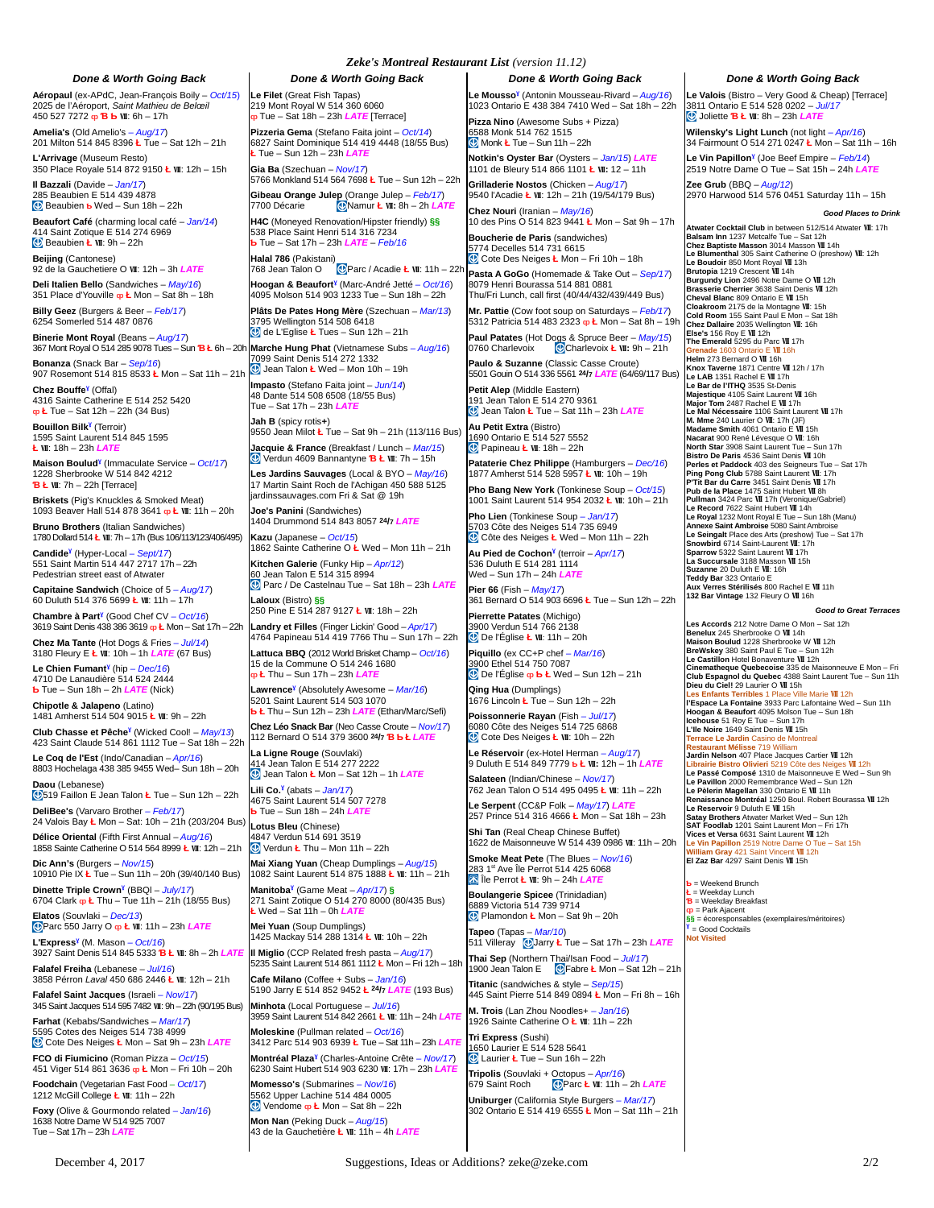# Zeke's Montreal Restaurant List *(version 11.12)*

## Done & Worth Going Back

**Aéropaul** (ex-APdC, Jean-François Boily – *Oct/15*)
2025 de l'Aéroport, *Saint Mathieu de Beloeil*
450 527 7272 ⓟ B b Ⅶ: 6h – 17h

**Amelia's** (Old Amelio's – *Aug/17*)
201 Milton 514 845 8396 L Tue – Sat 12h – 21h

**L'Arrivage** (Museum Resto)
350 Place Royale 514 872 9150 L Ⅶ: 12h – 15h

**Il Bazzali** (Davide – *Jan/17*)
285 Beaubien E 514 439 4878
Beaubien b Wed – Sun 18h – 22h

**Beaufort Café** (charming local café – *Jan/14*)
414 Saint Zotique E 514 274 6969
Beaubien L Ⅶ: 9h – 22h

**Beijing** (Cantonese)
92 de la Gauchetiere O Ⅶ: 12h – 3h *LATE*

**Deli Italien Bello** (Sandwiches – *May/16*)
351 Place d'Youville ⓟ L Mon – Sat 8h – 18h

**Billy Geez** (Burgers & Beer – *Feb/17*)
6254 Somerled 514 487 0876

**Binerie Mont Royal** (Beans – *Aug/17*)
367 Mont Royal O 514 285 9078 Tues – Sun B L 6h – 20h

**Bonanza** (Snack Bar – *Sep/16*)
907 Rosemont 514 815 8533 L Mon – Sat 11h – 21h

**Chez Bouffe**ʸ (Offal)
4316 Sainte Catherine E 514 252 5420
ⓟ L Tue – Sat 12h – 22h (34 Bus)

**Bouillon Bilk**ʸ (Terroir)
1595 Saint Laurent 514 845 1595
L Ⅶ: 18h – 23h *LATE*

**Maison Boulud**ʸ (Immaculate Service – *Oct/17*)
1228 Sherbrooke W 514 842 4212
B L Ⅶ: 7h – 22h [Terrace]

**Briskets** (Pig's Knuckles & Smoked Meat)
1093 Beaver Hall 514 878 3641 ⓟ L Ⅶ: 11h – 20h

**Bruno Brothers** (Italian Sandwiches)
1780 Dollard 514 L Ⅶ: 7h – 17h (Bus 106/113/123/406/495)

**Candide**ʸ (Hyper-Local – *Sept/17*)
551 Saint Martin 514 447 2717 17h – 22h
Pedestrian street east of Atwater

**Capitaine Sandwich** (Choice of 5 – *Aug/17*)
60 Duluth 514 376 5699 L Ⅶ: 11h – 17h

**Chambre à Part**ʸ (Good Chef CV – *Oct/16*)
3619 Saint Denis 438 386 3619 ⓟ L Mon – Sat 17h – 22h

**Chez Ma Tante** (Hot Dogs & Fries – *Jul/14*)
3180 Fleury E L Ⅶ: 10h – 1h *LATE* (67 Bus)

**Le Chien Fumant**ʸ (hip – *Dec/16*)
4710 De Lanaudière 514 524 2444
b Tue – Sun 18h – 2h *LATE* (Nick)

**Chipotle & Jalapeno** (Latino)
1481 Amherst 514 504 9015 L Ⅶ: 9h – 22h

**Club Chasse et Pêche**ʸ (Wicked Cool! – *May/13*)
423 Saint Claude 514 861 1112 Tue – Sat 18h – 22h

**Le Coq de l'Est** (Indo/Canadian – *Apr/16*)
8803 Hochelaga 438 385 9455 Wed– Sun 18h – 20h

**Daou** (Lebanese)
519 Faillon E Jean Talon L Tue – Sun 12h – 22h

**DeliBee's** (Varvaro Brother – *Feb/17*)
24 Valois Bay L Mon – Sat: 10h – 21h (203/204 Bus)

**Délice Oriental** (Fifth First Annual – *Aug/16*)
1858 Sainte Catherine O 514 564 8999 L Ⅶ: 12h – 21h

**Dic Ann's** (Burgers – *Nov/15*)
10910 Pie IX L Tue – Sun 11h – 20h (39/40/140 Bus)

**Dinette Triple Crown**ʸ (BBQ! – *July/17*)
6704 Clark ⓟ L Thu – Tue 11h – 21h (18/55 Bus)

**Elatos** (Souvlaki – *Dec/13*)
Parc 550 Jarry O ⓟ L Ⅶ: 11h – 23h *LATE*

**L'Express**ʸ (M. Mason – *Oct/16*)
3927 Saint Denis 514 845 5333 B L Ⅶ: 8h – 2h *LATE*

**Falafel Freiha** (Lebanese – *Jul/16*)
3858 Pérron *Laval* 450 686 2446 L Ⅶ: 12h – 21h

**Falafel Saint Jacques** (Israeli – *Nov/17*)
345 Saint Jacques 514 595 7482 Ⅶ: 9h – 22h (90/195 Bus)

**Farhat** (Kebabs/Sandwiches – *Mar/17*)
5595 Cotes des Neiges 514 738 4999
Cotes Des Neiges L Mon – Sat 9h – 23h *LATE*

**FCO di Fiumicino** (Roman Pizza – *Oct/15*)
451 Viger 514 861 3636 ⓟ L Mon – Fri 10h – 20h

**Foodchain** (Vegetarian Fast Food – *Oct/17*)
1212 McGill College L Ⅶ: 11h – 22h

**Foxy** (Olive & Gourmondo related – *Jan/16*)
1638 Notre Dame W 514 925 7007
Tue – Sat 17h – 23h *LATE*

**Le Filet** (Great Fish Tapas)
219 Mont Royal W 514 360 6060
ⓟ Tue – Sat 18h – 23h *LATE* [Terrace]

**Pizzeria Gema** (Stefano Faita joint – *Oct/14*)
6827 Saint Dominique 514 419 4448 (18/55 Bus)
L Tue – Sun 12h – 23h *LATE*

**Gia Ba** (Szechuan – *Nov/17*)
5766 Monkland 514 564 7698 L Tue – Sun 12h – 22h

**Gibeau Orange Julep** (Orange Julep – *Feb/17*)
7700 Décarie Namur L Ⅶ: 8h – 2h *LATE*

**H4C** (Moneyed Renovation/Hipster friendly) §§
538 Place Saint Henri 514 316 7234
b Tue – Sat 17h – 23h *LATE* – *Feb/16*

**Halal 786** (Pakistani)
768 Jean Talon O Parc / Acadie L Ⅶ: 11h – 22h

**Hoogan & Beaufort**ʸ (Marc-André Jetté – *Oct/16*)
4095 Molson 514 903 1233 Tue – Sun 18h – 22h

**Plâts De Pates Hong Mère** (Szechuan – *Mar/13*)
3795 Wellington 514 508 6418
de L'Eglise L Tues – Sun 12h – 21h

**Marche Hung Phat** (Vietnamese Subs – *Aug/16*)
7099 Saint Denis 514 272 1332
Jean Talon L Wed – Mon 10h – 19h

**Impasto** (Stefano Faita joint – *Jun/14*)
48 Dante 514 508 6508 (18/55 Bus)
Tue – Sat 17h – 23h *LATE*

**Jah B** (spicy rotis+)
9550 Jean Milot L Tue – Sat 9h – 21h (113/116 Bus)

**Jacquie & France** (Breakfast / Lunch – *Mar/15*)
Verdun 4609 Bannantyne B L Ⅶ: 7h – 15h

**Les Jardins Sauvages** (Local & BYO – *May/16*)
17 Martin Saint Roch de l'Achigan 450 588 5125
jardinssauvages.com Fri & Sat @ 19h

**Joe's Panini** (Sandwiches)
1404 Drummond 514 843 8057 24/7 *LATE*

**Kazu** (Japanese – *Oct/15*)
1862 Sainte Catherine O L Wed – Mon 11h – 21h

**Kitchen Galerie** (Funky Hip – *Apr/12*)
60 Jean Talon E 514 315 8994
Parc / De Castelnau Tue – Sat 18h – 23h *LATE*

**Laloux** (Bistro) §§
250 Pine E 514 287 9127 L Ⅶ: 18h – 22h

**Landry et Filles** (Finger Lickin' Good – *Apr/17*)
4764 Papineau 514 419 7766 Thu – Sun 17h – 22h

**Lattuca BBQ** (2012 World Brisket Champ – *Oct/16*)
15 de la Commune O 514 246 1680
ⓟ L Thu – Sun 17h – 23h *LATE*

**Lawrence**ʸ (Absolutely Awesome – *Mar/16*)
5201 Saint Laurent 514 503 1070
b L Thu – Sun 12h – 23h *LATE* (Ethan/Marc/Sefi)

**Chez Léo Snack Bar** (Neo Cassé Croute – *Nov/17*)
112 Bernard O 514 379 3600 24/7 B b L *LATE*

**La Ligne Rouge** (Souvlaki)
414 Jean Talon E 514 277 2222
Jean Talon L Mon – Sat 12h – 1h *LATE*

**Lili Co.**ʸ (abats – *Jan/17*)
4675 Saint Laurent 514 507 7278
b Tue – Sun 18h – 24h *LATE*

**Lotus Bleu** (Chinese)
4847 Verdun 514 691 3519
Verdun L Thu – Mon 11h – 22h

**Mai Xiang Yuan** (Cheap Dumplings – *Aug/15*)
1082 Saint Laurent 514 875 1888 L Ⅶ: 11h – 21h

**Manitoba**ʸ (Game Meat – *Apr/17*) §
271 Saint Zotique O 514 270 8000 (80/435 Bus)
L Wed – Sat 11h – 0h *LATE*

**Mei Yuan** (Soup Dumplings)
1425 Mackay 514 288 1314 L Ⅶ: 10h – 22h

**Il Miglio** (CCP Related fresh pasta – *Aug/17*)
5235 Saint Laurent 514 861 1112 L Mon – Fri 12h – 18h

**Cafe Milano** (Coffee + Subs – *Jan/16*)
5190 Jarry E 514 852 9452 L 24/7 *LATE* (193 Bus)

**Minhota** (Local Portuguese – *Jul/16*)
3959 Saint Laurent 514 842 2661 L Ⅶ: 11h – 24h *LATE*

**Moleskine** (Pullman related – *Oct/16*)
3412 Parc 514 903 6939 L Tue – Sat 11h – 23h *LATE*

**Montréal Plaza**ʸ (Charles-Antoine Crête – *Nov/17*)
6230 Saint Hubert 514 903 6230 Ⅶ: 17h – 23h *LATE*

**Momesso's** (Submarines – *Nov/16*)
5562 Upper Lachine 514 484 0005
Vendome ⓟ L Mon – Sat 8h – 22h

**Mon Nan** (Peking Duck – *Aug/15*)
43 de la Gauchetière L Ⅶ: 11h – 4h *LATE*

**Le Mousso**ʸ (Antonin Mousseau-Rivard – *Aug/16*)
1023 Ontario E 438 384 7410 Wed – Sat 18h – 22h

**Pizza Nino** (Awesome Subs + Pizza)
6588 Monk 514 762 1515
Monk L Tue – Sun 11h – 22h

**Notkin's Oyster Bar** (Oysters – *Jan/15*) *LATE*
1101 de Bleury 514 866 1101 L Ⅶ: 12 – 11h

**Grilladerie Nostos** (Chicken – *Aug/17*)
9540 l'Acadie L Ⅶ: 12h – 21h (19/54/179 Bus)

**Chez Nouri** (Iranian – *May/16*)
10 des Pins O 514 823 9441 L Mon – Sat 9h – 17h

**Boucherie de Paris** (sandwiches)
5774 Decelles 514 731 6615
Cote Des Neiges L Mon – Fri 10h – 18h

**Pasta A GoGo** (Homemade & Take Out – *Sep/17*)
8079 Henri Bourassa 514 881 0881
Thu/Fri Lunch, call first (40/44/432/439/449 Bus)

**Mr. Pattie** (Cow foot soup on Saturdays – *Feb/17*)
5312 Patricia 514 483 2323 ⓟ L Mon – Sat 8h – 19h

**Paul Patates** (Hot Dogs & Spruce Beer – *May/15*)
0760 Charlevoix Charlevoix L Ⅶ: 9h – 21h

**Paulo & Suzanne** (Classic Casse Croute)
5501 Gouin O 514 336 5561 24/7 LATE (64/69/117 Bus)

**Petit Alep** (Middle Eastern)
191 Jean Talon E 514 270 9361
Jean Talon L Tue – Sat 11h – 23h *LATE*

**Au Petit Extra** (Bistro)
1690 Ontario E 514 527 5552
Papineau L Ⅶ: 18h – 22h

**Pataterie Chez Philippe** (Hamburgers – *Dec/16*)
1877 Amherst 514 528 5957 L Ⅶ: 10h – 19h

**Pho Bang New York** (Tonkinese Soup – *Oct/15*)
1001 Saint Laurent 514 954 2032 L Ⅶ: 10h – 21h

**Pho Lien** (Tonkinese Soup – *Jan/17*)
5703 Côte des Neiges 514 735 6949
Côte des Neiges L Wed – Mon 11h – 22h

**Au Pied de Cochon**ʸ (terroir – *Apr/17*)
536 Duluth E 514 281 1114
Wed – Sun 17h – 24h *LATE*

**Pier 66** (Fish – *May/17*)
361 Bernard O 514 903 6696 L Tue – Sun 12h – 22h

**Pierrette Patates** (Michigo)
3900 Verdun 514 766 2138
De l'Église L Ⅶ: 11h – 20h

**Piquillo** (ex CC+P chef – *Mar/16*)
3900 Ethel 514 750 7087
De l'Église ⓟ b L Wed – Sun 12h – 21h

**Qing Hua** (Dumplings)
1676 Lincoln L Tue – Sun 12h – 22h

**Poissonnerie Rayan** (Fish – *Jul/17*)
6080 Côte des Neiges 514 725 6868
Cote Des Neiges L Ⅶ: 10h – 22h

**Le Réservoir** (ex-Hotel Herman – *Aug/17*)
9 Duluth E 514 849 7779 b L Ⅶ: 12h – 1h *LATE*

**Salateen** (Indian/Chinese – *Nov/17*)
762 Jean Talon O 514 495 0495 L Ⅶ: 11h – 22h

**Le Serpent** (CC&P Folk – *May/17*) *LATE*
257 Prince 514 316 4666 L Mon – Sat 18h – 23h

**Shi Tan** (Real Cheap Chinese Buffet)
1622 de Maisonneuve W 514 439 0986 Ⅶ: 11h – 20h

**Smoke Meat Pete** (The Blues – *Nov/16*)
283 1st Ave Île Perrot 514 425 6068
Île Perrot L Ⅶ: 9h – 24h *LATE*

**Boulangerie Spicee** (Trinidadian)
6889 Victoria 514 739 9714
Plamondon L Mon – Sat 9h – 20h

**Tapeo** (Tapas – *Mar/10*)
511 Villeray Jarry L Tue – Sat 17h – 23h *LATE*

**Thai Sep** (Northern Thai/Isan Food – *Jul/17*)
1900 Jean Talon E Fabre L Mon – Sat 12h – 21h

**Titanic** (sandwiches & style – *Sep/15*)
445 Saint Pierre 514 849 0894 L Mon – Fri 8h – 16h

**M. Trois** (Lan Zhou Noodles+ – *Jan/16*)
1926 Sainte Catherine O L Ⅶ: 11h – 22h

**Tri Express** (Sushi)
1650 Laurier E 514 528 5641
Laurier L Tue – Sun 16h – 22h

**Tripolis** (Souvlaki + Octopus – *Apr/16*)
679 Saint Roch Parc L Ⅶ: 11h – 2h *LATE*

**Uniburger** (California Style Burgers – *Mar/17*)
302 Ontario E 514 419 6555 L Mon – Sat 11h – 21h

**Le Valois** (Bistro – Very Good & Cheap) [Terrace]
3811 Ontario E 514 528 0202 – *Jul/17*
Joliette B L Ⅶ: 8h – 23h *LATE*

**Wilensky's Light Lunch** (not light – *Apr/16*)
34 Fairmount O 514 271 0247 L Mon – Sat 11h – 16h

**Le Vin Papillon**ʸ (Joe Beef Empire – *Feb/14*)
2519 Notre Dame O Tue – Sat 15h – 24h *LATE*

**Zee Grub** (BBQ – *Aug/12*)
2970 Harwood 514 576 0451 Saturday 11h – 15h

### Good Places to Drink

**Atwater Cocktail Club** in between 512/514 Atwater Ⅶ: 17h
**Balsam Inn** 1237 Metcalfe Tue – Sat 12h
**Chez Baptiste Masson** 3014 Masson Ⅶ 14h
**Le Blumenthal** 305 Saint Catherine O (preshow) Ⅶ: 12h
**Le Boudoir** 850 Mont Royal Ⅶ 13h
**Brutopia** 1219 Crescent Ⅶ 14h
**Burgundy Lion** 2496 Notre Dame O Ⅶ 12h
**Brasserie Cherrier** 3638 Saint Denis Ⅶ 12h
**Cheval Blanc** 809 Ontario E Ⅶ 15h
**Cloakroom** 2175 de la Montagne Ⅶ: 15h
**Cold Room** 155 Saint Paul E Mon – Sat 18h
**Chez Dallaire** 2035 Wellington Ⅶ: 16h
**Else's** 156 Roy E Ⅶ 12h
**The Emerald** 5295 du Parc Ⅶ 17h
Grenade 1603 Ontario E Ⅶ 16h
**Helm** 273 Bernard O Ⅶ 16h
**Knox Taverne** 1871 Centre Ⅶ 12h / 17h
**Le LAB** 1351 Rachel E Ⅶ 17h
**Le Bar de l'ITHQ** 3535 St-Denis
**Majestique** 4105 Saint Laurent Ⅶ 16h
**Major Tom** 2487 Rachel E Ⅶ 17h
**Le Mal Nécessaire** 1106 Saint Laurent Ⅶ 17h
**M. Mme** 240 Laurier O Ⅶ: 17h (JF)
**Madame Smith** 4061 Ontario E Ⅶ 15h
**Nacarat** 900 René Lévesque O Ⅶ: 16h
**North Star** 3908 Saint Laurent Tue – Sun 17h
**Bistro De Paris** 4536 Saint Denis Ⅶ 10h
**Perles et Paddock** 403 des Seigneurs Tue – Sat 17h
**Ping Pong Club** 5788 Saint Laurent Ⅶ: 17h
**P'Tit Bar du Carre** 3451 Saint Denis Ⅶ 17h
**Pub de la Place** 1475 Saint Hubert Ⅶ 8h
**Pullman** 3424 Parc Ⅶ 17h (Veronique/Gabriel)
**Le Record** 7622 Saint Hubert Ⅶ 14h
**Le Royal** 1232 Mont Royal E Tue – Sun 18h (Manu)
**Annexe Saint Ambroise** 5080 Saint Ambroise
**Le Seingalt** Place des Arts (preshow) Tue – Sat 17h
**Snowbird** 6714 Saint-Laurent Ⅶ: 17h
**Sparrow** 5322 Saint Laurent Ⅶ 17h
**La Succursale** 3188 Masson Ⅶ 15h
**Suzanne** 20 Duluth E Ⅶ: 16h
**Teddy Bar** 323 Ontario E
**Aux Verres Stérilisés** 800 Rachel E Ⅶ 11h
**132 Bar Vintage** 132 Fleury O Ⅶ 16h

### Good to Great Terraces

**Les Accords** 212 Notre Dame O Mon – Sat 12h
**Benelux** 245 Sherbrooke O Ⅶ 14h
**Maison Boulud** 1228 Sherbrooke W Ⅶ 12h
**BreWskey** 380 Saint Paul E Tue – Sun 12h
**Le Castillon** Hotel Bonaventure Ⅶ 12h
**Cinematheque Quebecoise** 335 de Maisonneuve E Mon – Fri
**Club Espagnol du Quebec** 4388 Saint Laurent Tue – Sun 11h
**Dieu du Ciel!** 29 Laurier O Ⅶ 15h
Les Enfants Terribles 1 Place Ville Marie Ⅶ 12h
**l'Espace La Fontaine** 3933 Parc Lafontaine Wed – Sun 11h
**Hoogan & Beaufort** 4095 Molson Tue – Sun 18h
**Icehouse** 51 Roy E Tue – Sun 17h
**L'Île Noire** 1649 Saint Denis Ⅶ 15h
Terrace Le Jardin Casino de Montreal
Restaurant Mélisse 719 William
**Jardin Nelson** 407 Place Jacques Cartier Ⅶ 12h
Librairie Bistro Olivieri 5219 Côte des Neiges Ⅶ 12h
**Le Passé Composé** 1310 de Maisonneuve E Wed – Sun 9h
**Le Pavillon** 2000 Remembrance Wed – Sun 12h
**Le Pèlerin Magellan** 330 Ontario E Ⅶ 11h
**Renaissance Montréal** 1250 Boul. Robert Bourassa Ⅶ 12h
**Le Reservoir** 9 Duluth E Ⅶ 15h
**Satay Brothers** Atwater Market Wed – Sun 12h
**SAT Foodlab** 1201 Saint Laurent Mon – Fri 17h
**Vices et Versa** 6631 Saint Laurent Ⅶ 12h
Le Vin Papillon 2519 Notre Dame O Tue – Sat 15h
William Gray 421 Saint Vincent Ⅶ 12h
**El Zaz Bar** 4297 Saint Denis Ⅶ 15h

b = Weekend Brunch
L = Weekday Lunch
B = Weekday Breakfast
ⓟ = Park Ajacent
§§ = écoresponsables (exemplaires/méritoires)
ʸ = Good Cocktails
Not Visited

December 4, 2017 — Suggestions, Ideas or Additions? zeke@zeke.com